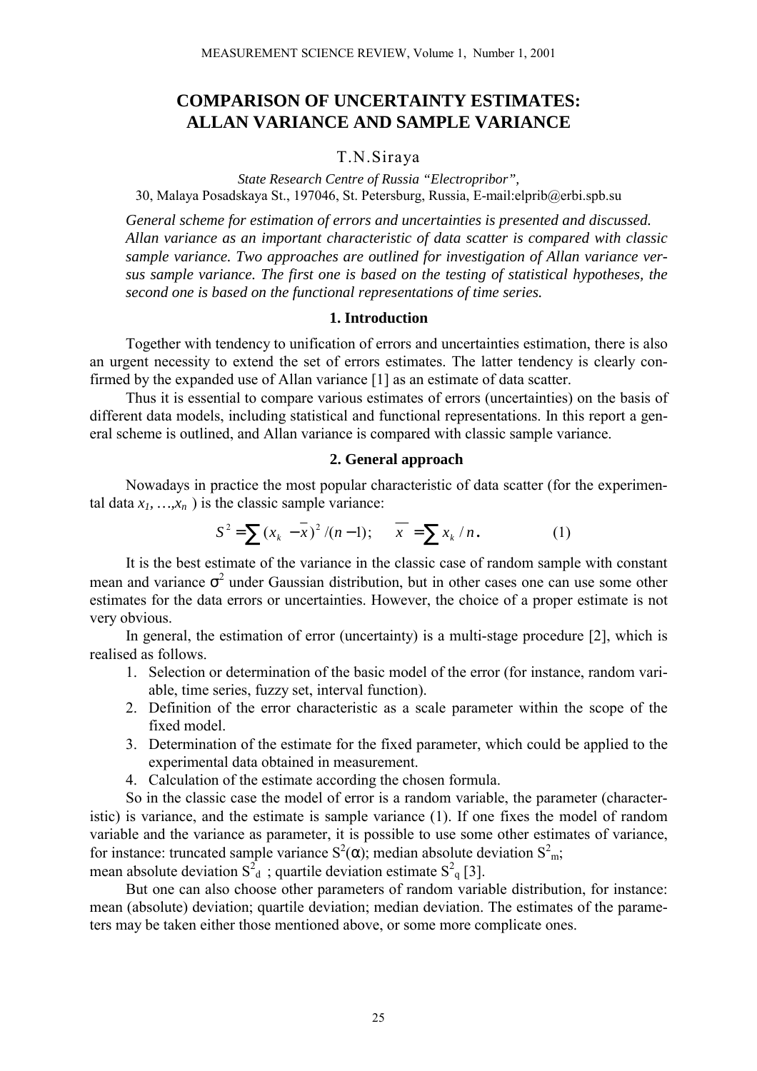# COMPARISON OF UNCERTAINTY ESTIMATES: ALLAN VARIANCE AND SAMPLE VARIANCE

T.N.Siraya

*State Research Centre of Russia "Electropribor",*
30, Malaya Posadskaya St., 197046, St. Petersburg, Russia, E-mail:elprib@erbi.spb.su

*General scheme for estimation of errors and uncertainties is presented and discussed. Allan variance as an important characteristic of data scatter is compared with classic sample variance. Two approaches are outlined for investigation of Allan variance versus sample variance. The first one is based on the testing of statistical hypotheses, the second one is based on the functional representations of time series.*

## 1. Introduction

Together with tendency to unification of errors and uncertainties estimation, there is also an urgent necessity to extend the set of errors estimates. The latter tendency is clearly confirmed by the expanded use of Allan variance [1] as an estimate of data scatter.

Thus it is essential to compare various estimates of errors (uncertainties) on the basis of different data models, including statistical and functional representations. In this report a general scheme is outlined, and Allan variance is compared with classic sample variance.

## 2. General approach

Nowadays in practice the most popular characteristic of data scatter (for the experimental data $x_1, \ldots, x_n$ ) is the classic sample variance:

$$S^2 = \sum (x_k - \bar{x})^2 /(n-1); \quad \bar{x} = \sum x_k / n. \tag{1}$$

It is the best estimate of the variance in the classic case of random sample with constant mean and variance $\sigma^2$ under Gaussian distribution, but in other cases one can use some other estimates for the data errors or uncertainties. However, the choice of a proper estimate is not very obvious.

In general, the estimation of error (uncertainty) is a multi-stage procedure [2], which is realised as follows.

1. Selection or determination of the basic model of the error (for instance, random variable, time series, fuzzy set, interval function).
2. Definition of the error characteristic as a scale parameter within the scope of the fixed model.
3. Determination of the estimate for the fixed parameter, which could be applied to the experimental data obtained in measurement.
4. Calculation of the estimate according the chosen formula.

So in the classic case the model of error is a random variable, the parameter (characteristic) is variance, and the estimate is sample variance (1). If one fixes the model of random variable and the variance as parameter, it is possible to use some other estimates of variance, for instance: truncated sample variance $S^2(\alpha)$; median absolute deviation $S^2_m$; mean absolute deviation $S^2_d$ ; quartile deviation estimate $S^2_q$ [3].

But one can also choose other parameters of random variable distribution, for instance: mean (absolute) deviation; quartile deviation; median deviation. The estimates of the parameters may be taken either those mentioned above, or some more complicate ones.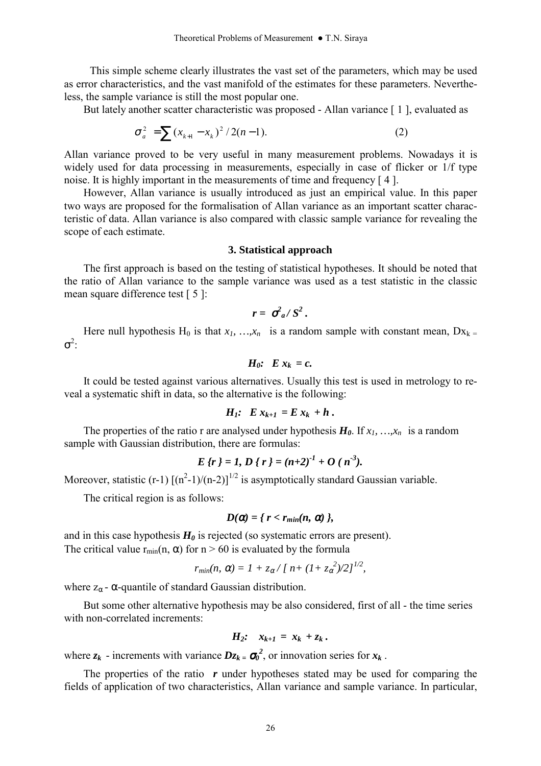This simple scheme clearly illustrates the vast set of the parameters, which may be used as error characteristics, and the vast manifold of the estimates for these parameters. Nevertheless, the sample variance is still the most popular one.

But lately another scatter characteristic was proposed - Allan variance [ 1 ], evaluated as

$$\sigma_a^2 = \sum (x_{k+1} - x_k)^2 / 2(n-1). \qquad (2)$$

Allan variance proved to be very useful in many measurement problems. Nowadays it is widely used for data processing in measurements, especially in case of flicker or 1/f type noise. It is highly important in the measurements of time and frequency [ 4 ].

However, Allan variance is usually introduced as just an empirical value. In this paper two ways are proposed for the formalisation of Allan variance as an important scatter characteristic of data. Allan variance is also compared with classic sample variance for revealing the scope of each estimate.

### 3. Statistical approach

The first approach is based on the testing of statistical hypotheses. It should be noted that the ratio of Allan variance to the sample variance was used as a test statistic in the classic mean square difference test [ 5 ]:

$$r = \sigma_a^2 / S^2 .$$

Here null hypothesis $H_0$ is that $x_1, \ldots, x_n$ is a random sample with constant mean, $Dx_k = \sigma^2$:

$$H_0: \; E\, x_k = c.$$

It could be tested against various alternatives. Usually this test is used in metrology to reveal a systematic shift in data, so the alternative is the following:

$$H_1: \; E\, x_{k+1} = E\, x_k + h .$$

The properties of the ratio r are analysed under hypothesis $H_0$. If $x_1, \ldots, x_n$ is a random sample with Gaussian distribution, there are formulas:

$$E\, \{r\} = 1, \; D\, \{ r \} = (n+2)^{-1} + O\, (n^{-3}).$$

Moreover, statistic $(r-1)\, [(n^2-1)/(n-2)]^{1/2}$ is asymptotically standard Gaussian variable.

The critical region is as follows:

$$D(\alpha) = \{ r < r_{min}(n, \alpha) \},$$

and in this case hypothesis $H_0$ is rejected (so systematic errors are present).
The critical value $r_{min}(n, \alpha)$ for $n > 60$ is evaluated by the formula

$$r_{min}(n, \alpha) = 1 + z_\alpha / [\, n + (1+ z_\alpha^2)/2]^{1/2},$$

where $z_\alpha$ - $\alpha$-quantile of standard Gaussian distribution.

But some other alternative hypothesis may be also considered, first of all - the time series with non-correlated increments:

$$H_2: \;\; x_{k+1} = x_k + z_k .$$

where $z_k$ - increments with variance $Dz_k = \sigma_0^2$, or innovation series for $x_k$.

The properties of the ratio $r$ under hypotheses stated may be used for comparing the fields of application of two characteristics, Allan variance and sample variance. In particular,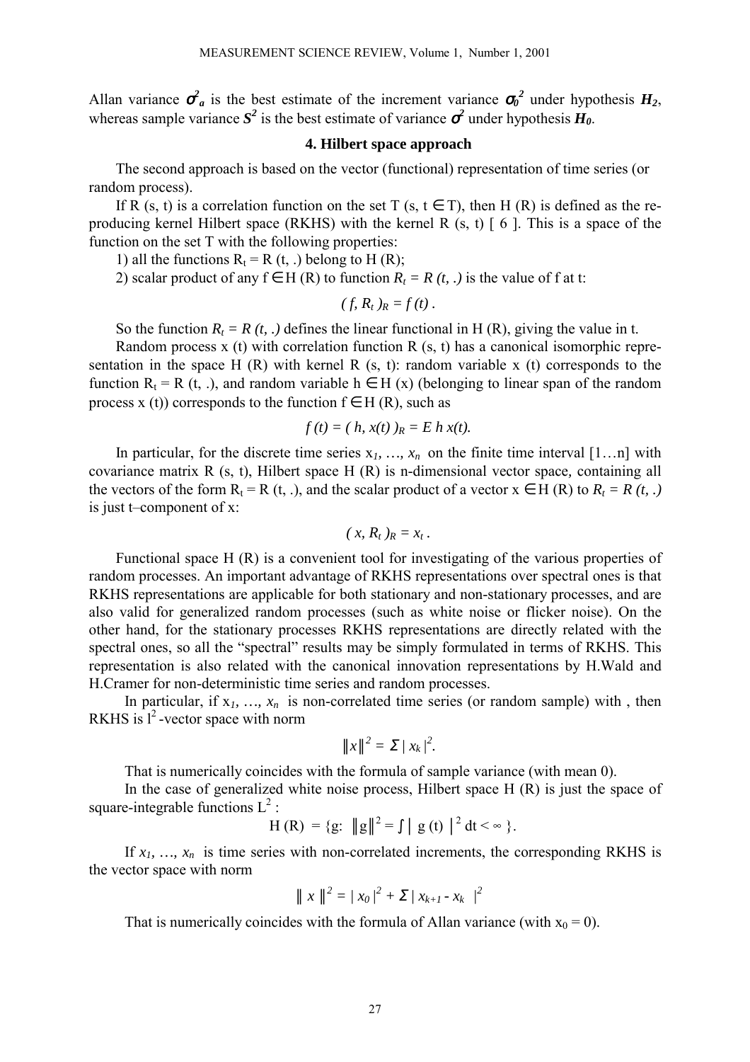Allan variance $\sigma^2_a$ is the best estimate of the increment variance $\sigma_0^2$ under hypothesis $H_2$, whereas sample variance $S^2$ is the best estimate of variance $\sigma^2$ under hypothesis $H_0$.

## 4. Hilbert space approach

The second approach is based on the vector (functional) representation of time series (or random process).

If R (s, t) is a correlation function on the set T (s, t $\in$ T), then H (R) is defined as the reproducing kernel Hilbert space (RKHS) with the kernel R (s, t) [ 6 ]. This is a space of the function on the set T with the following properties:

1) all the functions $R_t$ = R (t, .) belong to H (R);
2) scalar product of any f $\in$ H (R) to function $R_t = R(t, .)$ is the value of f at t:

$$( f, R_t )_R = f(t) .$$

So the function $R_t = R(t, .)$ defines the linear functional in H (R), giving the value in t.

Random process x (t) with correlation function R (s, t) has a canonical isomorphic representation in the space H (R) with kernel R (s, t): random variable x (t) corresponds to the function $R_t$ = R (t, .), and random variable h $\in$ H (x) (belonging to linear span of the random process x (t)) corresponds to the function f $\in$ H (R), such as

$$f(t) = ( h, x(t) )_R = E\, h\, x(t).$$

In particular, for the discrete time series $x_1, \ldots, x_n$ on the finite time interval [1…n] with covariance matrix R (s, t), Hilbert space H (R) is n-dimensional vector space, containing all the vectors of the form $R_t$ = R (t, .), and the scalar product of a vector x $\in$ H (R) to $R_t = R(t, .)$ is just t–component of x:

$$( x, R_t )_R = x_t .$$

Functional space H (R) is a convenient tool for investigating of the various properties of random processes. An important advantage of RKHS representations over spectral ones is that RKHS representations are applicable for both stationary and non-stationary processes, and are also valid for generalized random processes (such as white noise or flicker noise). On the other hand, for the stationary processes RKHS representations are directly related with the spectral ones, so all the "spectral" results may be simply formulated in terms of RKHS. This representation is also related with the canonical innovation representations by H.Wald and H.Cramer for non-deterministic time series and random processes.

In particular, if $x_1, \ldots, x_n$ is non-correlated time series (or random sample) with , then RKHS is $l^2$-vector space with norm

$$\|x\|^2 = \Sigma \mid x_k \mid^2.$$

That is numerically coincides with the formula of sample variance (with mean 0).

In the case of generalized white noise process, Hilbert space H (R) is just the space of square-integrable functions $L^2$ :

$$H(R) = \{g: \ \|g\|^2 = \int \mid g(t) \mid^2 dt < \infty \}.$$

If $x_1, \ldots, x_n$ is time series with non-correlated increments, the corresponding RKHS is the vector space with norm

$$\|\, x \,\|^2 = \mid x_0 \mid^2 + \Sigma \mid x_{k+1} - x_k \mid^2$$

That is numerically coincides with the formula of Allan variance (with $x_0$ = 0).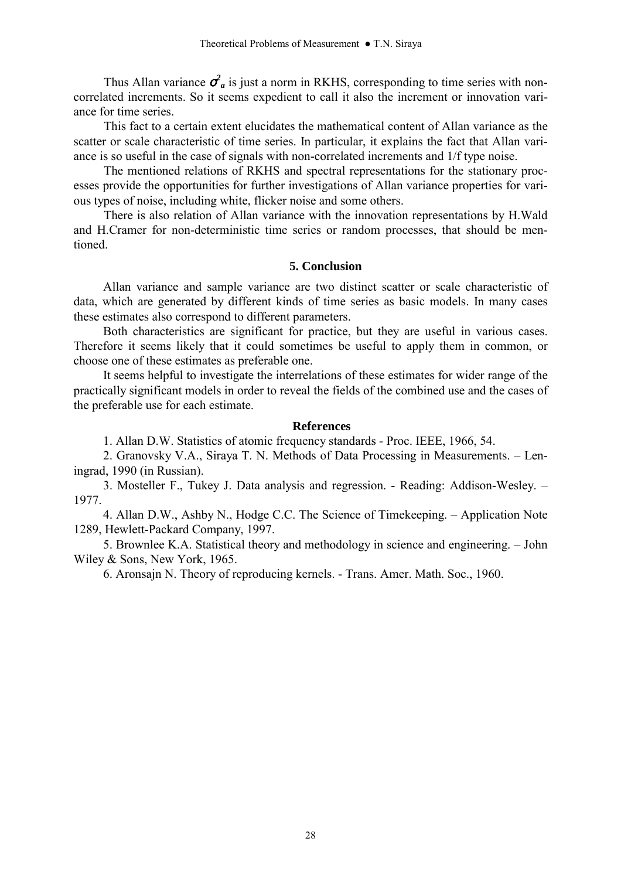Thus Allan variance $\sigma^2_a$ is just a norm in RKHS, corresponding to time series with non-correlated increments. So it seems expedient to call it also the increment or innovation variance for time series.

This fact to a certain extent elucidates the mathematical content of Allan variance as the scatter or scale characteristic of time series. In particular, it explains the fact that Allan variance is so useful in the case of signals with non-correlated increments and 1/f type noise.

The mentioned relations of RKHS and spectral representations for the stationary processes provide the opportunities for further investigations of Allan variance properties for various types of noise, including white, flicker noise and some others.

There is also relation of Allan variance with the innovation representations by H.Wald and H.Cramer for non-deterministic time series or random processes, that should be mentioned.

## 5. Conclusion

Allan variance and sample variance are two distinct scatter or scale characteristic of data, which are generated by different kinds of time series as basic models. In many cases these estimates also correspond to different parameters.

Both characteristics are significant for practice, but they are useful in various cases. Therefore it seems likely that it could sometimes be useful to apply them in common, or choose one of these estimates as preferable one.

It seems helpful to investigate the interrelations of these estimates for wider range of the practically significant models in order to reveal the fields of the combined use and the cases of the preferable use for each estimate.

## References

1. Allan D.W. Statistics of atomic frequency standards - Proc. IEEE, 1966, 54.
2. Granovsky V.A., Siraya T. N. Methods of Data Processing in Measurements. – Leningrad, 1990 (in Russian).
3. Mosteller F., Tukey J. Data analysis and regression. - Reading: Addison-Wesley. – 1977.
4. Allan D.W., Ashby N., Hodge C.C. The Science of Timekeeping. – Application Note 1289, Hewlett-Packard Company, 1997.
5. Brownlee K.A. Statistical theory and methodology in science and engineering. – John Wiley & Sons, New York, 1965.
6. Aronsajn N. Theory of reproducing kernels. - Trans. Amer. Math. Soc., 1960.